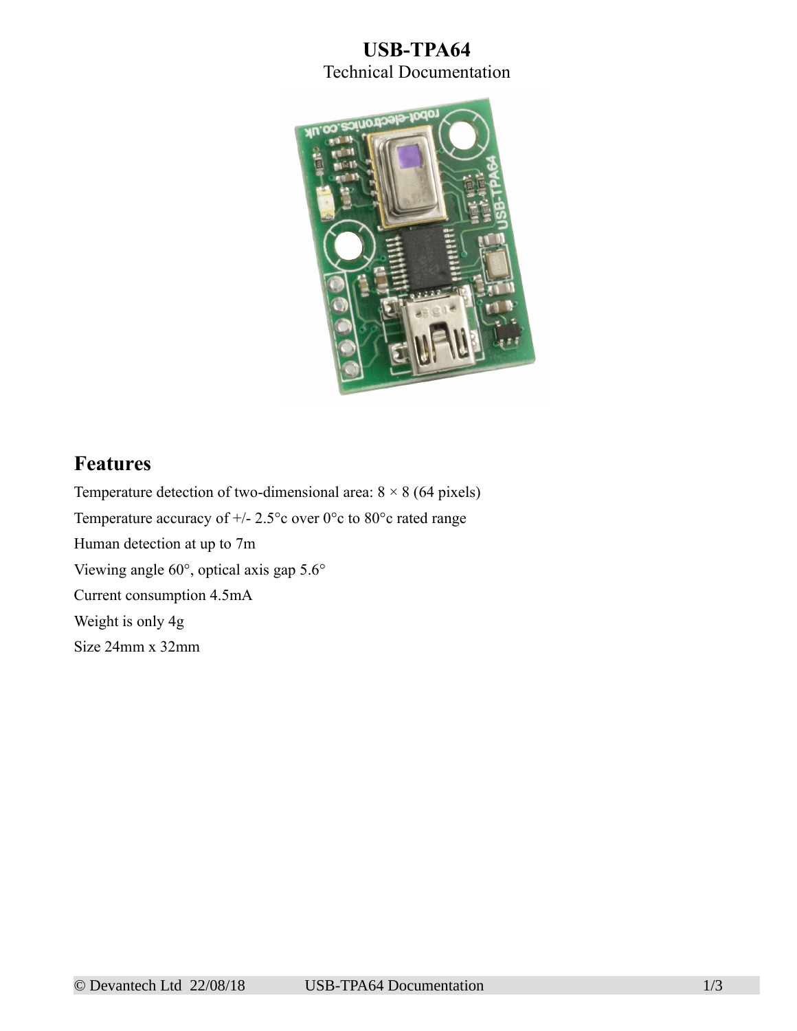# USB-TPA64

Technical Documentation

## Features

Temperature detection of two-dimensional area: 8 × 8 (64 pixels)

Temperature accuracy of +/- 2.5°c over 0°c to 80°c rated range

Human detection at up to 7m

Viewing angle 60°, optical axis gap 5.6°

Current consumption 4.5mA

Weight is only 4g

Size 24mm x 32mm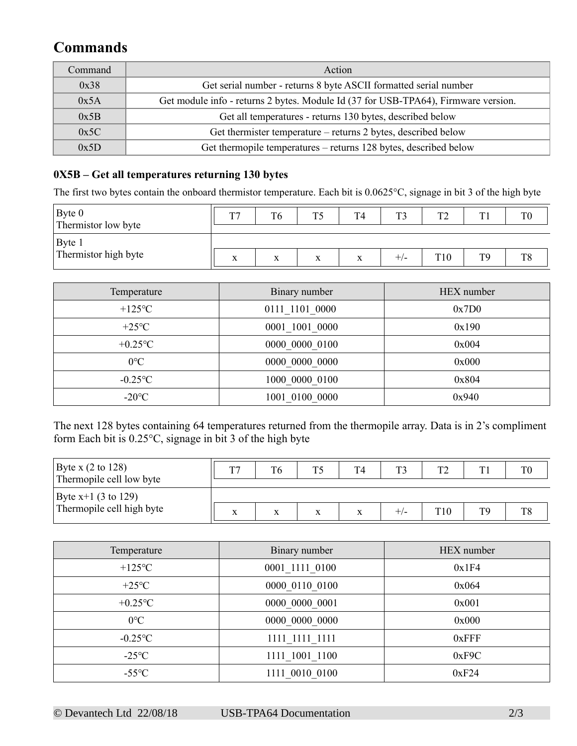## Commands

| Command | Action |
|---|---|
| 0x38 | Get serial number - returns 8 byte ASCII formatted serial number |
| 0x5A | Get module info - returns 2 bytes. Module Id (37 for USB-TPA64), Firmware version. |
| 0x5B | Get all temperatures - returns 130 bytes, described below |
| 0x5C | Get thermister temperature – returns 2 bytes, described below |
| 0x5D | Get thermopile temperatures – returns 128 bytes, described below |

### 0X5B – Get all temperatures returning 130 bytes

The first two bytes contain the onboard thermistor temperature. Each bit is 0.0625°C, signage in bit 3 of the high byte

| | | | | | | | | |
|---|---|---|---|---|---|---|---|---|
| Byte 0<br>Thermistor low byte | T7 | T6 | T5 | T4 | T3 | T2 | T1 | T0 |
| Byte 1<br>Thermistor high byte | x | x | x | x | +/- | T10 | T9 | T8 |

| Temperature | Binary number | HEX number |
|---|---|---|
| +125°C | 0111_1101_0000 | 0x7D0 |
| +25°C | 0001_1001_0000 | 0x190 |
| +0.25°C | 0000_0000_0100 | 0x004 |
| 0°C | 0000_0000_0000 | 0x000 |
| -0.25°C | 1000_0000_0100 | 0x804 |
| -20°C | 1001_0100_0000 | 0x940 |

The next 128 bytes containing 64 temperatures returned from the thermopile array. Data is in 2's compliment form Each bit is 0.25°C, signage in bit 3 of the high byte

| | | | | | | | | |
|---|---|---|---|---|---|---|---|---|
| Byte x (2 to 128)<br>Thermopile cell low byte | T7 | T6 | T5 | T4 | T3 | T2 | T1 | T0 |
| Byte x+1 (3 to 129)<br>Thermopile cell high byte | x | x | x | x | +/- | T10 | T9 | T8 |

| Temperature | Binary number | HEX number |
|---|---|---|
| +125°C | 0001_1111_0100 | 0x1F4 |
| +25°C | 0000_0110_0100 | 0x064 |
| +0.25°C | 0000_0000_0001 | 0x001 |
| 0°C | 0000_0000_0000 | 0x000 |
| -0.25°C | 1111_1111_1111 | 0xFFF |
| -25°C | 1111_1001_1100 | 0xF9C |
| -55°C | 1111_0010_0100 | 0xF24 |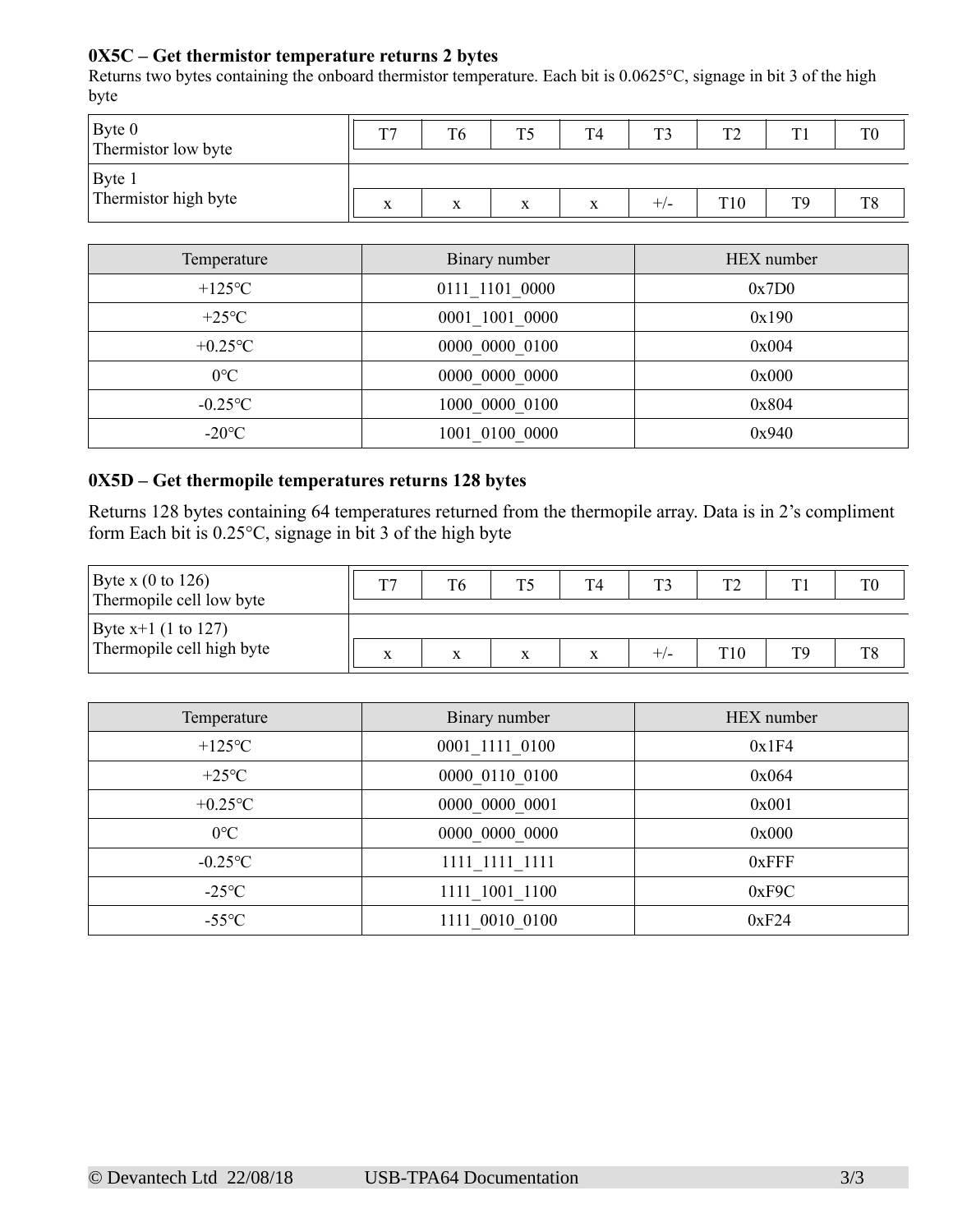**0X5C – Get thermistor temperature returns 2 bytes**

Returns two bytes containing the onboard thermistor temperature. Each bit is 0.0625°C, signage in bit 3 of the high byte

| | | | | | | | | |
|---|---|---|---|---|---|---|---|---|
| Byte 0<br>Thermistor low byte | T7 | T6 | T5 | T4 | T3 | T2 | T1 | T0 |
| Byte 1<br>Thermistor high byte | x | x | x | x | +/- | T10 | T9 | T8 |

| Temperature | Binary number | HEX number |
|---|---|---|
| +125°C | 0111_1101_0000 | 0x7D0 |
| +25°C | 0001_1001_0000 | 0x190 |
| +0.25°C | 0000_0000_0100 | 0x004 |
| 0°C | 0000_0000_0000 | 0x000 |
| -0.25°C | 1000_0000_0100 | 0x804 |
| -20°C | 1001_0100_0000 | 0x940 |

**0X5D – Get thermopile temperatures returns 128 bytes**

Returns 128 bytes containing 64 temperatures returned from the thermopile array. Data is in 2's compliment form Each bit is 0.25°C, signage in bit 3 of the high byte

| | | | | | | | | |
|---|---|---|---|---|---|---|---|---|
| Byte x (0 to 126)<br>Thermopile cell low byte | T7 | T6 | T5 | T4 | T3 | T2 | T1 | T0 |
| Byte x+1 (1 to 127)<br>Thermopile cell high byte | x | x | x | x | +/- | T10 | T9 | T8 |

| Temperature | Binary number | HEX number |
|---|---|---|
| +125°C | 0001_1111_0100 | 0x1F4 |
| +25°C | 0000_0110_0100 | 0x064 |
| +0.25°C | 0000_0000_0001 | 0x001 |
| 0°C | 0000_0000_0000 | 0x000 |
| -0.25°C | 1111_1111_1111 | 0xFFF |
| -25°C | 1111_1001_1100 | 0xF9C |
| -55°C | 1111_0010_0100 | 0xF24 |